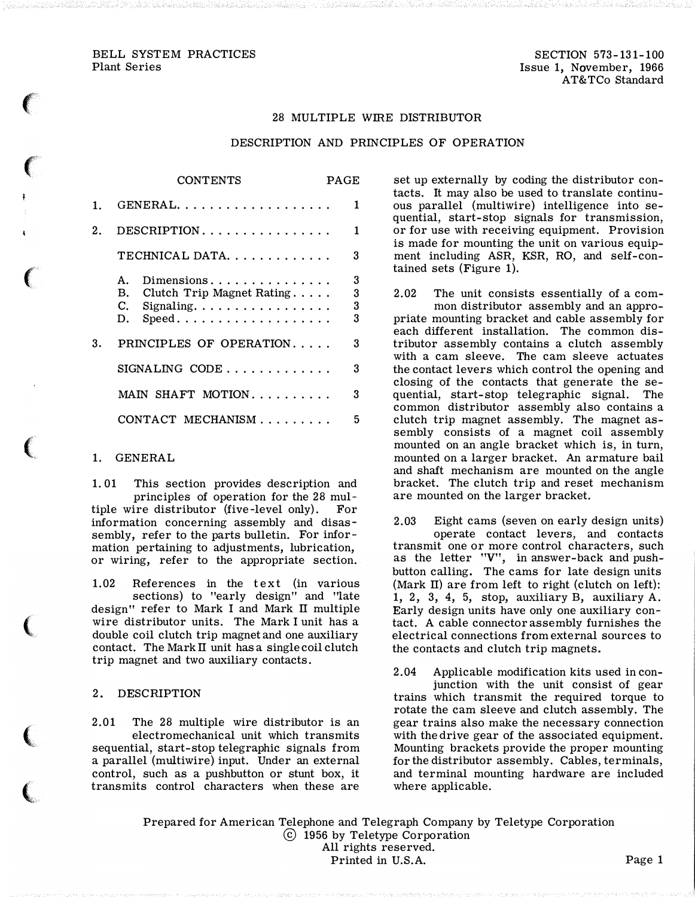BELL SYSTEM PRACTICES
Plant Series

SECTION 573-131-100
Issue 1, November, 1966
AT&TCo Standard

# 28 MULTIPLE WIRE DISTRIBUTOR

## DESCRIPTION AND PRINCIPLES OF OPERATION

| CONTENTS | PAGE |
|---|---|
| 1. GENERAL | 1 |
| 2. DESCRIPTION | 1 |
| TECHNICAL DATA | 3 |
| A. Dimensions | 3 |
| B. Clutch Trip Magnet Rating | 3 |
| C. Signaling | 3 |
| D. Speed | 3 |
| 3. PRINCIPLES OF OPERATION | 3 |
| SIGNALING CODE | 3 |
| MAIN SHAFT MOTION | 3 |
| CONTACT MECHANISM | 5 |

## 1. GENERAL

1.01 This section provides description and principles of operation for the 28 multiple wire distributor (five-level only). For information concerning assembly and disassembly, refer to the parts bulletin. For information pertaining to adjustments, lubrication, or wiring, refer to the appropriate section.

1.02 References in the text (in various sections) to "early design" and "late design" refer to Mark I and Mark II multiple wire distributor units. The Mark I unit has a double coil clutch trip magnet and one auxiliary contact. The Mark II unit has a single coil clutch trip magnet and two auxiliary contacts.

## 2. DESCRIPTION

2.01 The 28 multiple wire distributor is an electromechanical unit which transmits sequential, start-stop telegraphic signals from a parallel (multiwire) input. Under an external control, such as a pushbutton or stunt box, it transmits control characters when these are set up externally by coding the distributor contacts. It may also be used to translate continuous parallel (multiwire) intelligence into sequential, start-stop signals for transmission, or for use with receiving equipment. Provision is made for mounting the unit on various equipment including ASR, KSR, RO, and self-contained sets (Figure 1).

2.02 The unit consists essentially of a common distributor assembly and an appropriate mounting bracket and cable assembly for each different installation. The common distributor assembly contains a clutch assembly with a cam sleeve. The cam sleeve actuates the contact levers which control the opening and closing of the contacts that generate the sequential, start-stop telegraphic signal. The common distributor assembly also contains a clutch trip magnet assembly. The magnet assembly consists of a magnet coil assembly mounted on an angle bracket which is, in turn, mounted on a larger bracket. An armature bail and shaft mechanism are mounted on the angle bracket. The clutch trip and reset mechanism are mounted on the larger bracket.

2.03 Eight cams (seven on early design units) operate contact levers, and contacts transmit one or more control characters, such as the letter "V", in answer-back and pushbutton calling. The cams for late design units (Mark II) are from left to right (clutch on left): 1, 2, 3, 4, 5, stop, auxiliary B, auxiliary A. Early design units have only one auxiliary contact. A cable connector assembly furnishes the electrical connections from external sources to the contacts and clutch trip magnets.

2.04 Applicable modification kits used in conjunction with the unit consist of gear trains which transmit the required torque to rotate the cam sleeve and clutch assembly. The gear trains also make the necessary connection with the drive gear of the associated equipment. Mounting brackets provide the proper mounting for the distributor assembly. Cables, terminals, and terminal mounting hardware are included where applicable.

Prepared for American Telephone and Telegraph Company by Teletype Corporation
© 1956 by Teletype Corporation
All rights reserved.
Printed in U.S.A.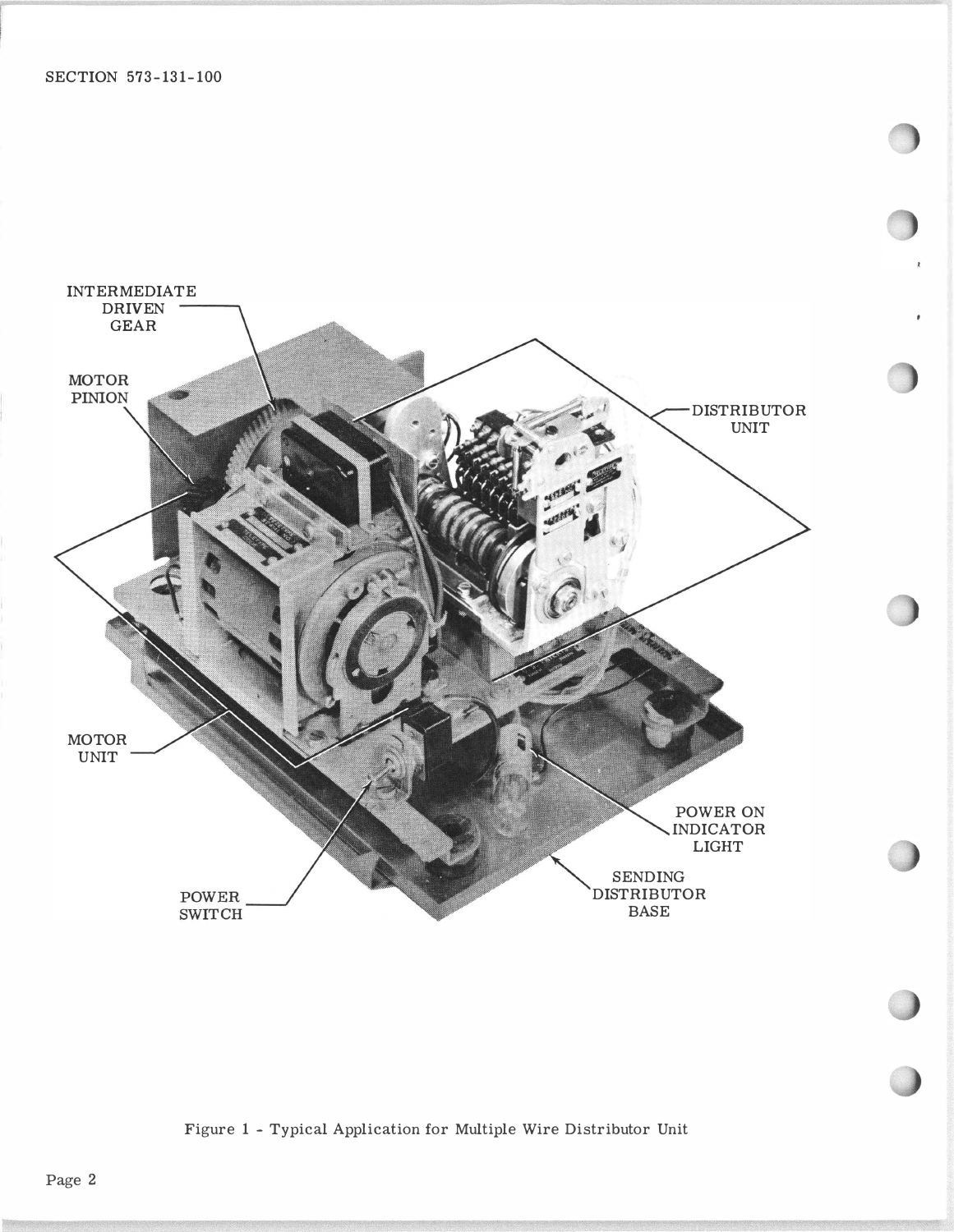INTERMEDIATE DRIVEN GEAR

MOTOR PINION

DISTRIBUTOR UNIT

MOTOR UNIT

POWER ON INDICATOR LIGHT

SENDING DISTRIBUTOR BASE

POWER SWITCH

Figure 1 - Typical Application for Multiple Wire Distributor Unit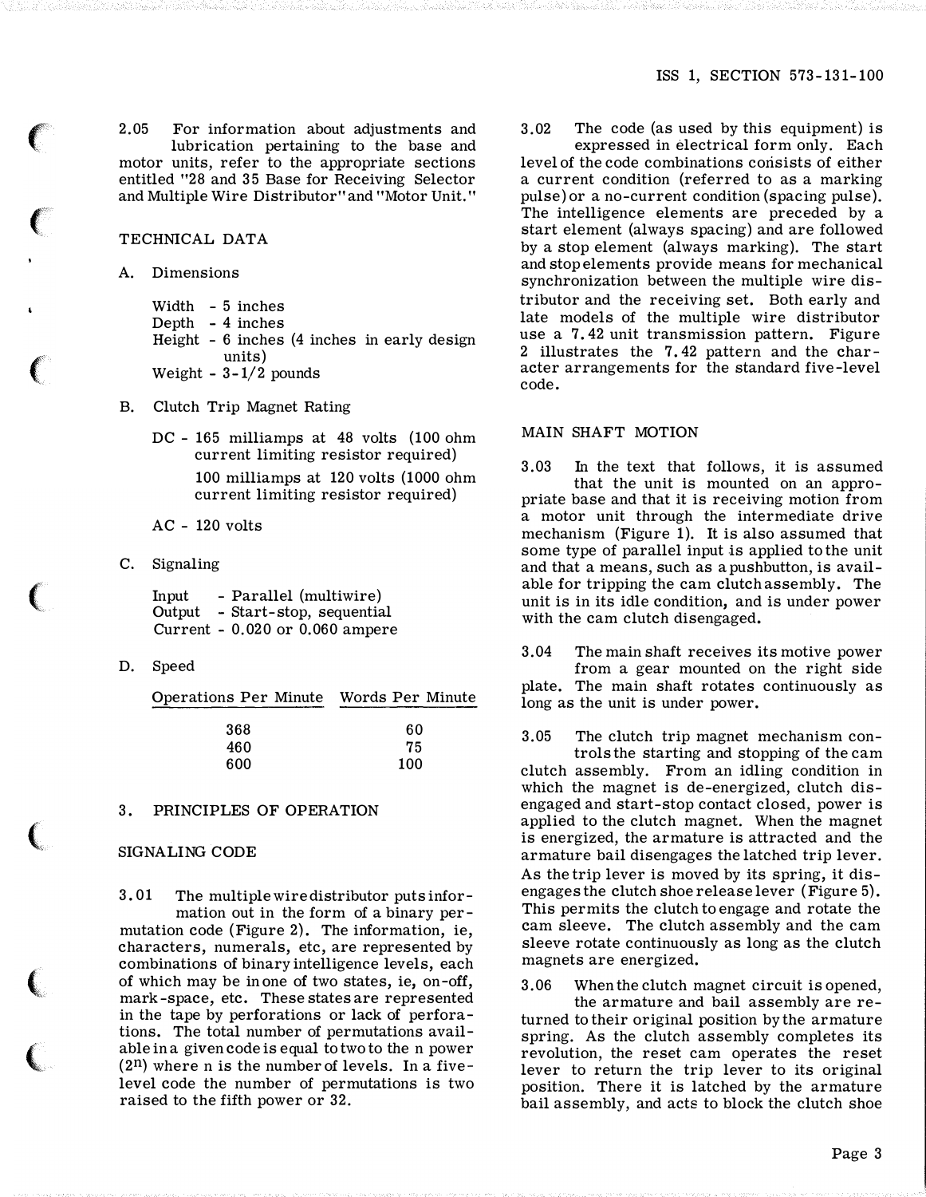2.05 For information about adjustments and lubrication pertaining to the base and motor units, refer to the appropriate sections entitled "28 and 35 Base for Receiving Selector and Multiple Wire Distributor" and "Motor Unit."

## TECHNICAL DATA

A. Dimensions

Width - 5 inches
Depth - 4 inches
Height - 6 inches (4 inches in early design units)
Weight - 3-1/2 pounds

B. Clutch Trip Magnet Rating

DC - 165 milliamps at 48 volts (100 ohm current limiting resistor required)
100 milliamps at 120 volts (1000 ohm current limiting resistor required)

AC - 120 volts

C. Signaling

Input - Parallel (multiwire)
Output - Start-stop, sequential
Current - 0.020 or 0.060 ampere

D. Speed

| Operations Per Minute | Words Per Minute |
|---|---|
| 368 | 60 |
| 460 | 75 |
| 600 | 100 |

## 3. PRINCIPLES OF OPERATION

### SIGNALING CODE

3.01 The multiple wire distributor puts information out in the form of a binary permutation code (Figure 2). The information, ie, characters, numerals, etc, are represented by combinations of binary intelligence levels, each of which may be in one of two states, ie, on-off, mark-space, etc. These states are represented in the tape by perforations or lack of perforations. The total number of permutations available in a given code is equal to two to the n power ($2^n$) where n is the number of levels. In a five-level code the number of permutations is two raised to the fifth power or 32.

3.02 The code (as used by this equipment) is expressed in electrical form only. Each level of the code combinations consists of either a current condition (referred to as a marking pulse) or a no-current condition (spacing pulse). The intelligence elements are preceded by a start element (always spacing) and are followed by a stop element (always marking). The start and stop elements provide means for mechanical synchronization between the multiple wire distributor and the receiving set. Both early and late models of the multiple wire distributor use a 7.42 unit transmission pattern. Figure 2 illustrates the 7.42 pattern and the character arrangements for the standard five-level code.

### MAIN SHAFT MOTION

3.03 In the text that follows, it is assumed that the unit is mounted on an appropriate base and that it is receiving motion from a motor unit through the intermediate drive mechanism (Figure 1). It is also assumed that some type of parallel input is applied to the unit and that a means, such as a pushbutton, is available for tripping the cam clutch assembly. The unit is in its idle condition, and is under power with the cam clutch disengaged.

3.04 The main shaft receives its motive power from a gear mounted on the right side plate. The main shaft rotates continuously as long as the unit is under power.

3.05 The clutch trip magnet mechanism controls the starting and stopping of the cam clutch assembly. From an idling condition in which the magnet is de-energized, clutch disengaged and start-stop contact closed, power is applied to the clutch magnet. When the magnet is energized, the armature is attracted and the armature bail disengages the latched trip lever. As the trip lever is moved by its spring, it disengages the clutch shoe release lever (Figure 5). This permits the clutch to engage and rotate the cam sleeve. The clutch assembly and the cam sleeve rotate continuously as long as the clutch magnets are energized.

3.06 When the clutch magnet circuit is opened, the armature and bail assembly are returned to their original position by the armature spring. As the clutch assembly completes its revolution, the reset cam operates the reset lever to return the trip lever to its original position. There it is latched by the armature bail assembly, and acts to block the clutch shoe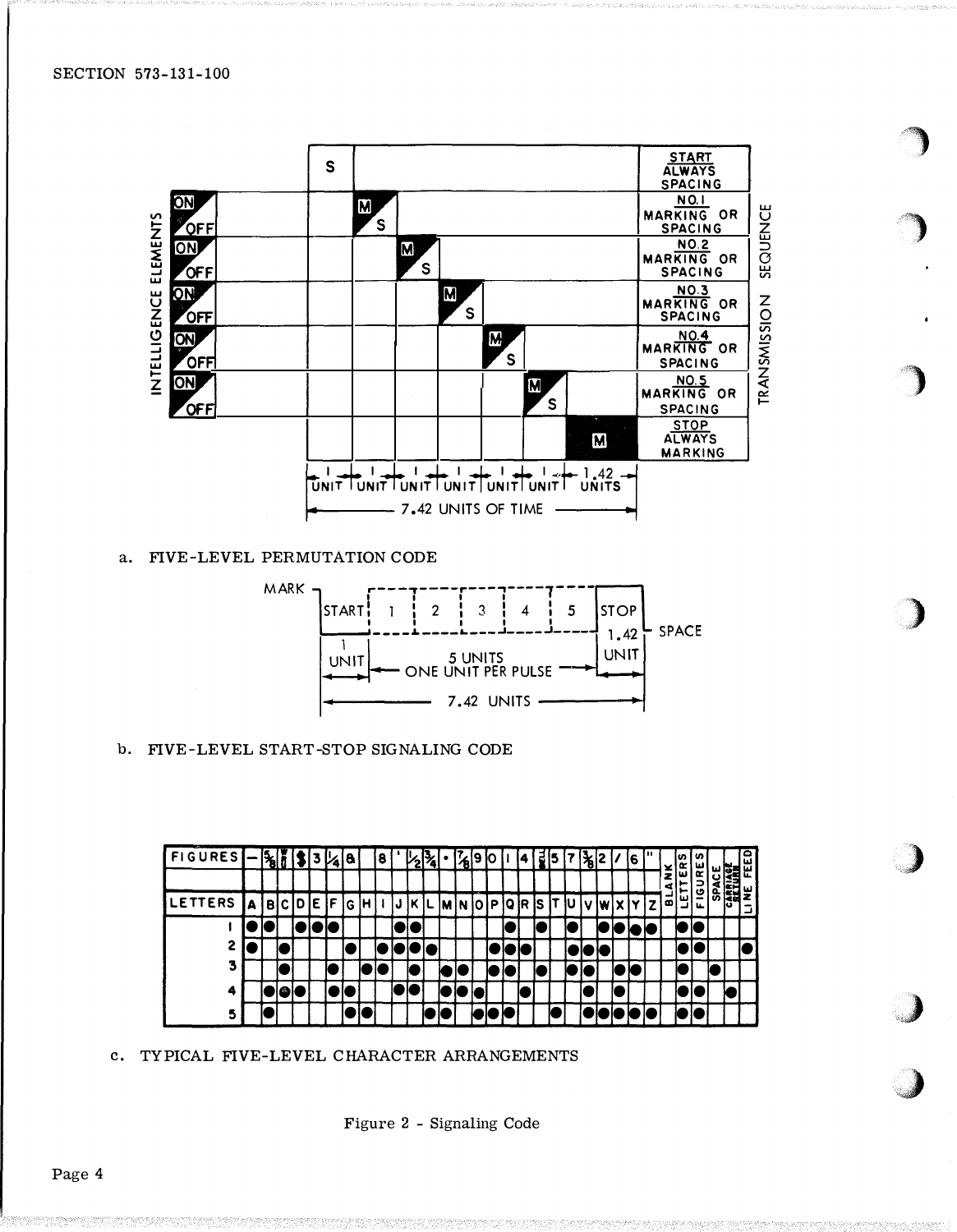| | S | | | | | | | START ALWAYS SPACING |
|---|---|---|---|---|---|---|---|---|
| ON / OFF | | M / S | | | | | | NO. 1 MARKING OR SPACING |
| ON / OFF | | | M / S | | | | | NO. 2 MARKING OR SPACING |
| ON / OFF | | | | M / S | | | | NO. 3 MARKING OR SPACING |
| ON / OFF | | | | | M / S | | | NO. 4 MARKING OR SPACING |
| ON / OFF | | | | | | M / S | | NO. 5 MARKING OR SPACING |
| | | | | | | | M | STOP ALWAYS MARKING |
| | 1 UNIT | 1 UNIT | 1 UNIT | 1 UNIT | 1 UNIT | 1 UNIT | 1.42 UNITS | |

INTELLIGENCE ELEMENTS — TRANSMISSION SEQUENCE

7.42 UNITS OF TIME

a. FIVE-LEVEL PERMUTATION CODE

MARK — START | 1 | 2 | 3 | 4 | 5 | STOP — SPACE

1 UNIT (START) — 5 UNITS ONE UNIT PER PULSE — 1.42 UNIT (STOP)

7.42 UNITS

b. FIVE-LEVEL START-STOP SIGNALING CODE

| FIGURES | - | 5/8 | 1/8 | $ | 3 | 1/4 | & | | 8 | ' | 1/2 | 3/4 | • | 7/8 | 9 | 0 | 1 | 4 | BELL | 5 | 7 | 3/8 | 2 | / | 6 | " | BLANK | LETTERS | FIGURES | SPACE | CARRIAGE RETURN | LINE FEED |
|---|---|---|---|---|---|---|---|---|---|---|---|---|---|---|---|---|---|---|---|---|---|---|---|---|---|---|---|---|---|---|---|---|
| | | | | | | | | | | | | | | | | | | | | | | | | | | | | | | | | |
| LETTERS | A | B | C | D | E | F | G | H | I | J | K | L | M | N | O | P | Q | R | S | T | U | V | W | X | Y | Z | | | | | | |
| 1 | ● | ● | | ● | ● | ● | | | | ● | ● | | | | | | ● | | ● | | ● | | ● | ● | ● | ● | | ● | ● | | | |
| 2 | ● | | ● | | | | ● | | ● | ● | ● | ● | | | | ● | ● | ● | | | ● | ● | ● | | | | | ● | ● | | | ● |
| 3 | | | ● | | | ● | | ● | ● | | ● | | ● | ● | | ● | ● | | ● | | ● | ● | | ● | ● | | | ● | | ● | | |
| 4 | | ● | ● | ● | | ● | ● | | | ● | ● | | ● | ● | ● | | | ● | | | | ● | | ● | | | | ● | ● | | ● | |
| 5 | | ● | | | | | ● | ● | | | | ● | ● | | ● | ● | ● | | | ● | | ● | ● | ● | ● | ● | | ● | ● | | | |

c. TYPICAL FIVE-LEVEL CHARACTER ARRANGEMENTS

Figure 2 - Signaling Code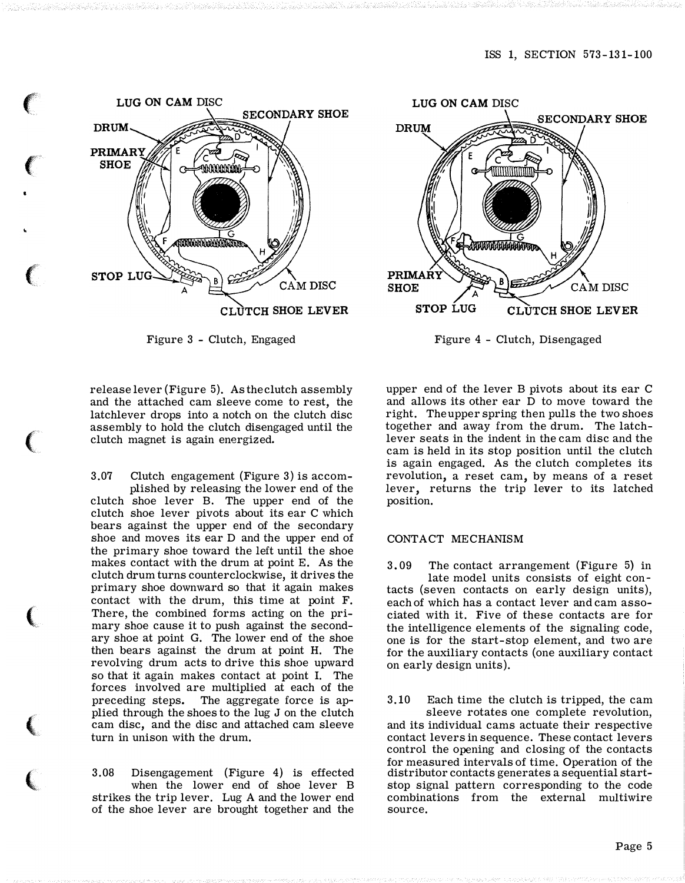Figure 3 - Clutch, Engaged

Figure 4 - Clutch, Disengaged

release lever (Figure 5). As the clutch assembly and the attached cam sleeve come to rest, the latchlever drops into a notch on the clutch disc assembly to hold the clutch disengaged until the clutch magnet is again energized.

3.07 Clutch engagement (Figure 3) is accomplished by releasing the lower end of the clutch shoe lever B. The upper end of the clutch shoe lever pivots about its ear C which bears against the upper end of the secondary shoe and moves its ear D and the upper end of the primary shoe toward the left until the shoe makes contact with the drum at point E. As the clutch drum turns counterclockwise, it drives the primary shoe downward so that it again makes contact with the drum, this time at point F. There, the combined forces acting on the primary shoe cause it to push against the secondary shoe at point G. The lower end of the shoe then bears against the drum at point H. The revolving drum acts to drive this shoe upward so that it again makes contact at point I. The forces involved are multiplied at each of the preceding steps. The aggregate force is applied through the shoes to the lug J on the clutch cam disc, and the disc and attached cam sleeve turn in unison with the drum.

3.08 Disengagement (Figure 4) is effected when the lower end of shoe lever B strikes the trip lever. Lug A and the lower end of the shoe lever are brought together and the upper end of the lever B pivots about its ear C and allows its other ear D to move toward the right. The upper spring then pulls the two shoes together and away from the drum. The latchlever seats in the indent in the cam disc and the cam is held in its stop position until the clutch is again engaged. As the clutch completes its revolution, a reset cam, by means of a reset lever, returns the trip lever to its latched position.

CONTACT MECHANISM

3.09 The contact arrangement (Figure 5) in late model units consists of eight contacts (seven contacts on early design units), each of which has a contact lever and cam associated with it. Five of these contacts are for the intelligence elements of the signaling code, one is for the start-stop element, and two are for the auxiliary contacts (one auxiliary contact on early design units).

3.10 Each time the clutch is tripped, the cam sleeve rotates one complete revolution, and its individual cams actuate their respective contact levers in sequence. These contact levers control the opening and closing of the contacts for measured intervals of time. Operation of the distributor contacts generates a sequential start-stop signal pattern corresponding to the code combinations from the external multiwire source.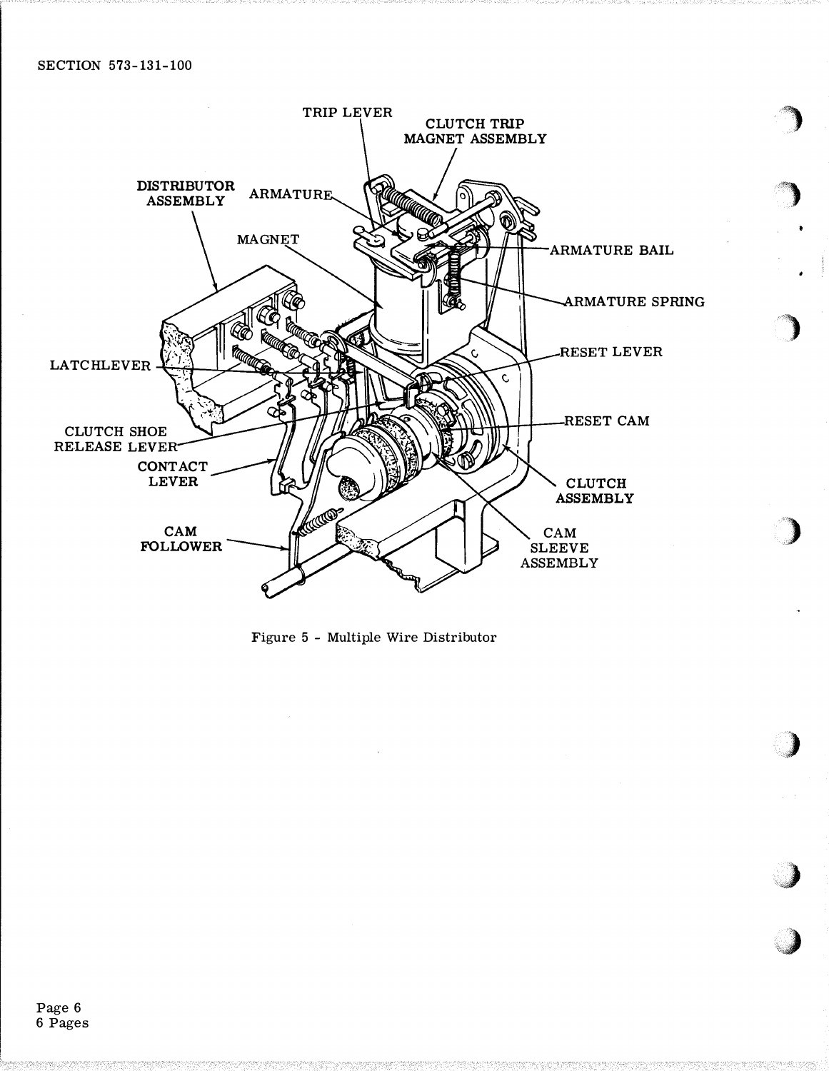TRIP LEVER

CLUTCH TRIP MAGNET ASSEMBLY

DISTRIBUTOR ASSEMBLY

ARMATURE

MAGNET

ARMATURE BAIL

ARMATURE SPRING

RESET LEVER

LATCHLEVER

RESET CAM

CLUTCH SHOE RELEASE LEVER

CONTACT LEVER

CLUTCH ASSEMBLY

CAM FOLLOWER

CAM SLEEVE ASSEMBLY

Figure 5 - Multiple Wire Distributor